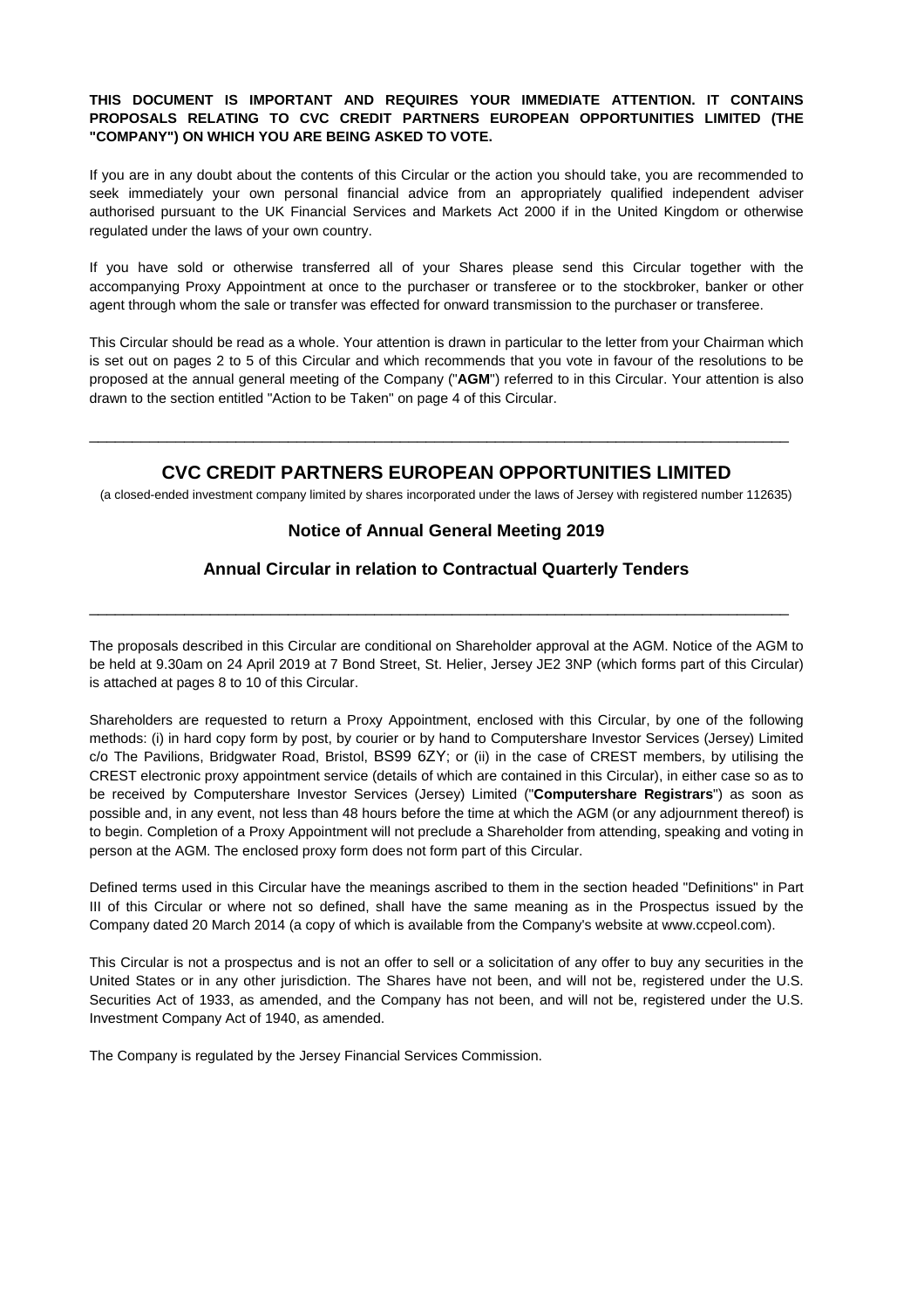**THIS DOCUMENT IS IMPORTANT AND REQUIRES YOUR IMMEDIATE ATTENTION. IT CONTAINS PROPOSALS RELATING TO CVC CREDIT PARTNERS EUROPEAN OPPORTUNITIES LIMITED (THE "COMPANY") ON WHICH YOU ARE BEING ASKED TO VOTE.**

If you are in any doubt about the contents of this Circular or the action you should take, you are recommended to seek immediately your own personal financial advice from an appropriately qualified independent adviser authorised pursuant to the UK Financial Services and Markets Act 2000 if in the United Kingdom or otherwise regulated under the laws of your own country.

If you have sold or otherwise transferred all of your Shares please send this Circular together with the accompanying Proxy Appointment at once to the purchaser or transferee or to the stockbroker, banker or other agent through whom the sale or transfer was effected for onward transmission to the purchaser or transferee.

This Circular should be read as a whole. Your attention is drawn in particular to the letter from your Chairman which is set out on pages 2 to 5 of this Circular and which recommends that you vote in favour of the resolutions to be proposed at the annual general meeting of the Company ("**AGM**") referred to in this Circular. Your attention is also drawn to the section entitled "Action to be Taken" on page 4 of this Circular.

---

# CVC CREDIT PARTNERS EUROPEAN OPPORTUNITIES LIMITED

(a closed-ended investment company limited by shares incorporated under the laws of Jersey with registered number 112635)

## Notice of Annual General Meeting 2019

## Annual Circular in relation to Contractual Quarterly Tenders

---

The proposals described in this Circular are conditional on Shareholder approval at the AGM. Notice of the AGM to be held at 9.30am on 24 April 2019 at 7 Bond Street, St. Helier, Jersey JE2 3NP (which forms part of this Circular) is attached at pages 8 to 10 of this Circular.

Shareholders are requested to return a Proxy Appointment, enclosed with this Circular, by one of the following methods: (i) in hard copy form by post, by courier or by hand to Computershare Investor Services (Jersey) Limited c/o The Pavilions, Bridgwater Road, Bristol, BS99 6ZY; or (ii) in the case of CREST members, by utilising the CREST electronic proxy appointment service (details of which are contained in this Circular), in either case so as to be received by Computershare Investor Services (Jersey) Limited ("**Computershare Registrars**") as soon as possible and, in any event, not less than 48 hours before the time at which the AGM (or any adjournment thereof) is to begin. Completion of a Proxy Appointment will not preclude a Shareholder from attending, speaking and voting in person at the AGM. The enclosed proxy form does not form part of this Circular.

Defined terms used in this Circular have the meanings ascribed to them in the section headed "Definitions" in Part III of this Circular or where not so defined, shall have the same meaning as in the Prospectus issued by the Company dated 20 March 2014 (a copy of which is available from the Company's website at www.ccpeol.com).

This Circular is not a prospectus and is not an offer to sell or a solicitation of any offer to buy any securities in the United States or in any other jurisdiction. The Shares have not been, and will not be, registered under the U.S. Securities Act of 1933, as amended, and the Company has not been, and will not be, registered under the U.S. Investment Company Act of 1940, as amended.

The Company is regulated by the Jersey Financial Services Commission.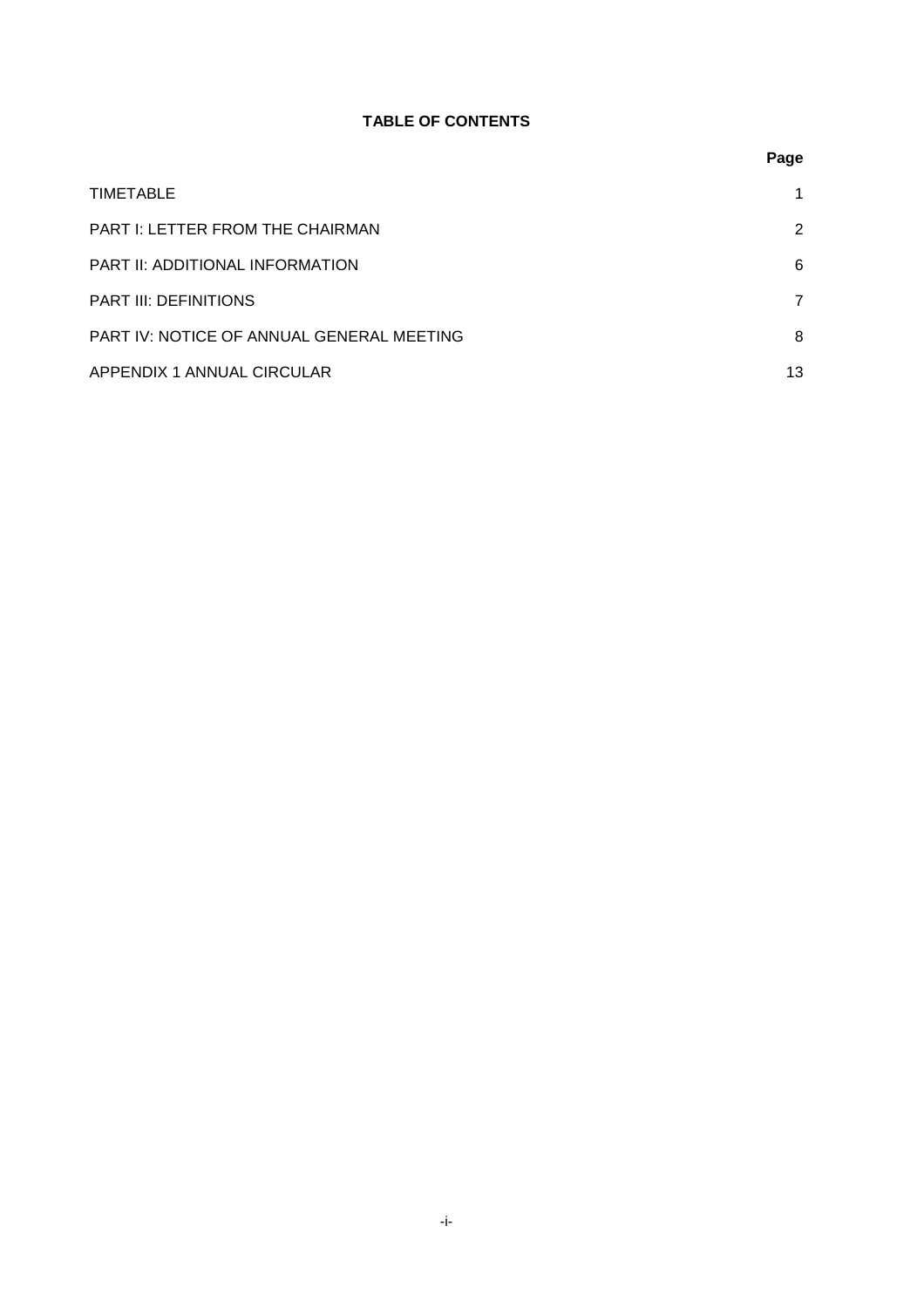**TABLE OF CONTENTS**

| | Page |
|---|---|
| TIMETABLE | 1 |
| PART I: LETTER FROM THE CHAIRMAN | 2 |
| PART II: ADDITIONAL INFORMATION | 6 |
| PART III: DEFINITIONS | 7 |
| PART IV: NOTICE OF ANNUAL GENERAL MEETING | 8 |
| APPENDIX 1 ANNUAL CIRCULAR | 13 |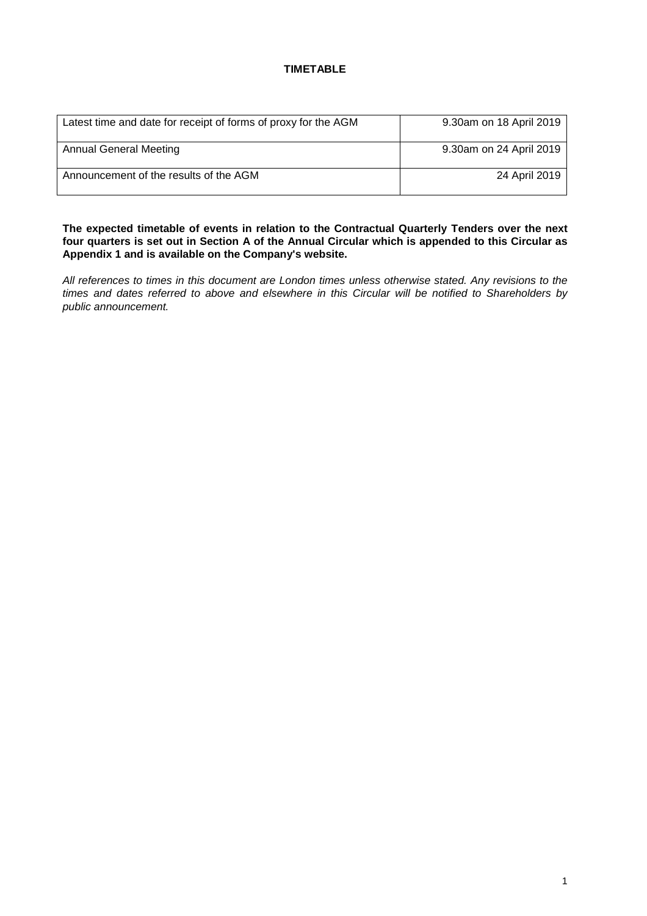# TIMETABLE

| | |
|---|---|
| Latest time and date for receipt of forms of proxy for the AGM | 9.30am on 18 April 2019 |
| Annual General Meeting | 9.30am on 24 April 2019 |
| Announcement of the results of the AGM | 24 April 2019 |

**The expected timetable of events in relation to the Contractual Quarterly Tenders over the next four quarters is set out in Section A of the Annual Circular which is appended to this Circular as Appendix 1 and is available on the Company's website.**

*All references to times in this document are London times unless otherwise stated. Any revisions to the times and dates referred to above and elsewhere in this Circular will be notified to Shareholders by public announcement.*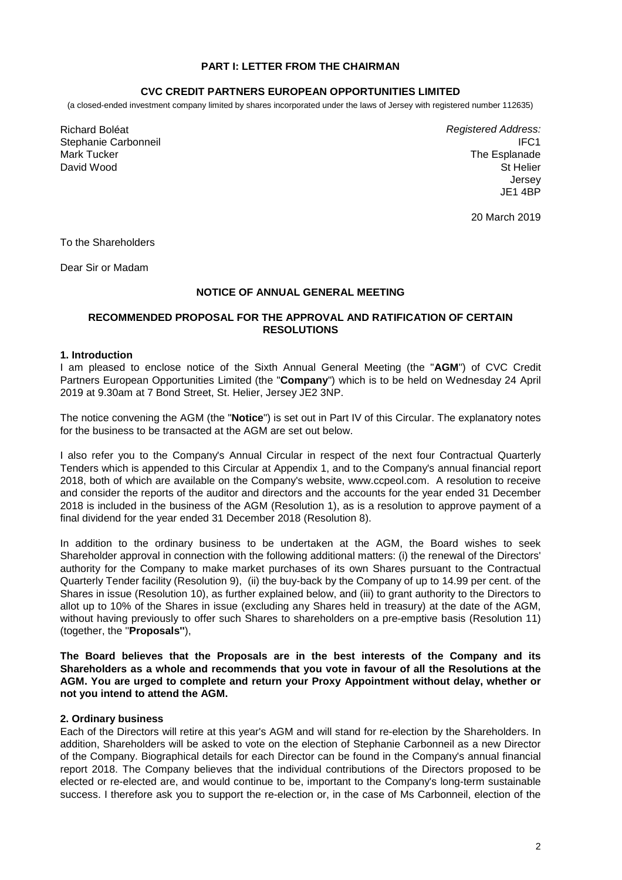## PART I: LETTER FROM THE CHAIRMAN

### CVC CREDIT PARTNERS EUROPEAN OPPORTUNITIES LIMITED

(a closed-ended investment company limited by shares incorporated under the laws of Jersey with registered number 112635)

Richard Boléat
Stephanie Carbonneil
Mark Tucker
David Wood

*Registered Address:*
IFC1
The Esplanade
St Helier
Jersey
JE1 4BP

20 March 2019

To the Shareholders

Dear Sir or Madam

### NOTICE OF ANNUAL GENERAL MEETING

### RECOMMENDED PROPOSAL FOR THE APPROVAL AND RATIFICATION OF CERTAIN RESOLUTIONS

**1. Introduction**

I am pleased to enclose notice of the Sixth Annual General Meeting (the "**AGM**") of CVC Credit Partners European Opportunities Limited (the "**Company**") which is to be held on Wednesday 24 April 2019 at 9.30am at 7 Bond Street, St. Helier, Jersey JE2 3NP.

The notice convening the AGM (the "**Notice**") is set out in Part IV of this Circular. The explanatory notes for the business to be transacted at the AGM are set out below.

I also refer you to the Company's Annual Circular in respect of the next four Contractual Quarterly Tenders which is appended to this Circular at Appendix 1, and to the Company's annual financial report 2018, both of which are available on the Company's website, www.ccpeol.com. A resolution to receive and consider the reports of the auditor and directors and the accounts for the year ended 31 December 2018 is included in the business of the AGM (Resolution 1), as is a resolution to approve payment of a final dividend for the year ended 31 December 2018 (Resolution 8).

In addition to the ordinary business to be undertaken at the AGM, the Board wishes to seek Shareholder approval in connection with the following additional matters: (i) the renewal of the Directors' authority for the Company to make market purchases of its own Shares pursuant to the Contractual Quarterly Tender facility (Resolution 9), (ii) the buy-back by the Company of up to 14.99 per cent. of the Shares in issue (Resolution 10), as further explained below, and (iii) to grant authority to the Directors to allot up to 10% of the Shares in issue (excluding any Shares held in treasury) at the date of the AGM, without having previously to offer such Shares to shareholders on a pre-emptive basis (Resolution 11) (together, the "**Proposals"**),

**The Board believes that the Proposals are in the best interests of the Company and its Shareholders as a whole and recommends that you vote in favour of all the Resolutions at the AGM. You are urged to complete and return your Proxy Appointment without delay, whether or not you intend to attend the AGM.**

**2. Ordinary business**

Each of the Directors will retire at this year's AGM and will stand for re-election by the Shareholders. In addition, Shareholders will be asked to vote on the election of Stephanie Carbonneil as a new Director of the Company. Biographical details for each Director can be found in the Company's annual financial report 2018. The Company believes that the individual contributions of the Directors proposed to be elected or re-elected are, and would continue to be, important to the Company's long-term sustainable success. I therefore ask you to support the re-election or, in the case of Ms Carbonneil, election of the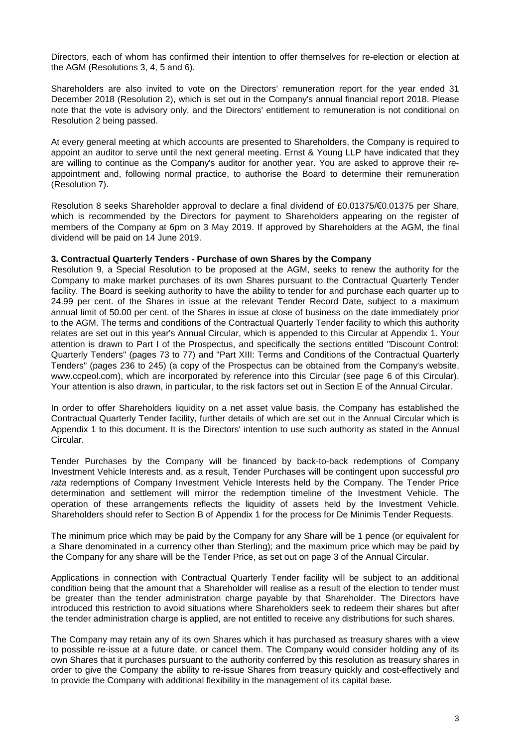Directors, each of whom has confirmed their intention to offer themselves for re-election or election at the AGM (Resolutions 3, 4, 5 and 6).

Shareholders are also invited to vote on the Directors' remuneration report for the year ended 31 December 2018 (Resolution 2), which is set out in the Company's annual financial report 2018. Please note that the vote is advisory only, and the Directors' entitlement to remuneration is not conditional on Resolution 2 being passed.

At every general meeting at which accounts are presented to Shareholders, the Company is required to appoint an auditor to serve until the next general meeting. Ernst & Young LLP have indicated that they are willing to continue as the Company's auditor for another year. You are asked to approve their re-appointment and, following normal practice, to authorise the Board to determine their remuneration (Resolution 7).

Resolution 8 seeks Shareholder approval to declare a final dividend of £0.01375/€0.01375 per Share, which is recommended by the Directors for payment to Shareholders appearing on the register of members of the Company at 6pm on 3 May 2019. If approved by Shareholders at the AGM, the final dividend will be paid on 14 June 2019.

**3. Contractual Quarterly Tenders - Purchase of own Shares by the Company**

Resolution 9, a Special Resolution to be proposed at the AGM, seeks to renew the authority for the Company to make market purchases of its own Shares pursuant to the Contractual Quarterly Tender facility. The Board is seeking authority to have the ability to tender for and purchase each quarter up to 24.99 per cent. of the Shares in issue at the relevant Tender Record Date, subject to a maximum annual limit of 50.00 per cent. of the Shares in issue at close of business on the date immediately prior to the AGM. The terms and conditions of the Contractual Quarterly Tender facility to which this authority relates are set out in this year's Annual Circular, which is appended to this Circular at Appendix 1. Your attention is drawn to Part I of the Prospectus, and specifically the sections entitled "Discount Control: Quarterly Tenders" (pages 73 to 77) and "Part XIII: Terms and Conditions of the Contractual Quarterly Tenders" (pages 236 to 245) (a copy of the Prospectus can be obtained from the Company's website, www.ccpeol.com), which are incorporated by reference into this Circular (see page 6 of this Circular). Your attention is also drawn, in particular, to the risk factors set out in Section E of the Annual Circular.

In order to offer Shareholders liquidity on a net asset value basis, the Company has established the Contractual Quarterly Tender facility, further details of which are set out in the Annual Circular which is Appendix 1 to this document. It is the Directors' intention to use such authority as stated in the Annual Circular.

Tender Purchases by the Company will be financed by back-to-back redemptions of Company Investment Vehicle Interests and, as a result, Tender Purchases will be contingent upon successful *pro rata* redemptions of Company Investment Vehicle Interests held by the Company. The Tender Price determination and settlement will mirror the redemption timeline of the Investment Vehicle. The operation of these arrangements reflects the liquidity of assets held by the Investment Vehicle. Shareholders should refer to Section B of Appendix 1 for the process for De Minimis Tender Requests.

The minimum price which may be paid by the Company for any Share will be 1 pence (or equivalent for a Share denominated in a currency other than Sterling); and the maximum price which may be paid by the Company for any share will be the Tender Price, as set out on page 3 of the Annual Circular.

Applications in connection with Contractual Quarterly Tender facility will be subject to an additional condition being that the amount that a Shareholder will realise as a result of the election to tender must be greater than the tender administration charge payable by that Shareholder. The Directors have introduced this restriction to avoid situations where Shareholders seek to redeem their shares but after the tender administration charge is applied, are not entitled to receive any distributions for such shares.

The Company may retain any of its own Shares which it has purchased as treasury shares with a view to possible re-issue at a future date, or cancel them. The Company would consider holding any of its own Shares that it purchases pursuant to the authority conferred by this resolution as treasury shares in order to give the Company the ability to re-issue Shares from treasury quickly and cost-effectively and to provide the Company with additional flexibility in the management of its capital base.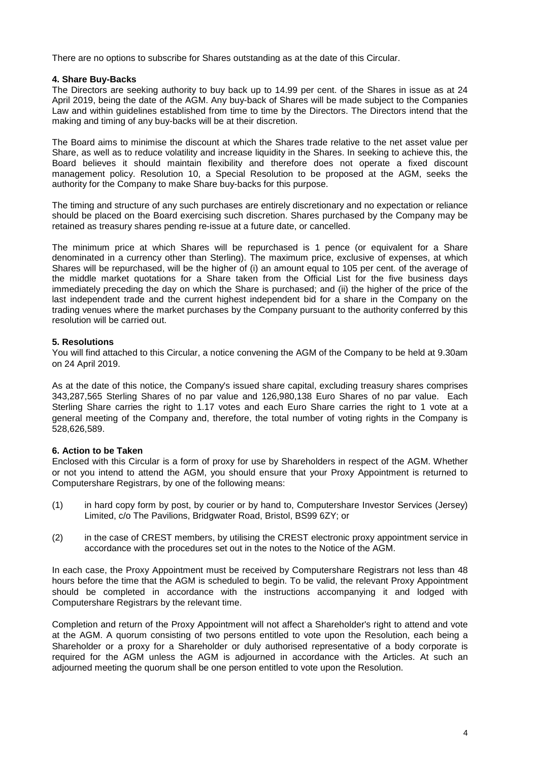There are no options to subscribe for Shares outstanding as at the date of this Circular.

### 4. Share Buy-Backs

The Directors are seeking authority to buy back up to 14.99 per cent. of the Shares in issue as at 24 April 2019, being the date of the AGM. Any buy-back of Shares will be made subject to the Companies Law and within guidelines established from time to time by the Directors. The Directors intend that the making and timing of any buy-backs will be at their discretion.

The Board aims to minimise the discount at which the Shares trade relative to the net asset value per Share, as well as to reduce volatility and increase liquidity in the Shares. In seeking to achieve this, the Board believes it should maintain flexibility and therefore does not operate a fixed discount management policy. Resolution 10, a Special Resolution to be proposed at the AGM, seeks the authority for the Company to make Share buy-backs for this purpose.

The timing and structure of any such purchases are entirely discretionary and no expectation or reliance should be placed on the Board exercising such discretion. Shares purchased by the Company may be retained as treasury shares pending re-issue at a future date, or cancelled.

The minimum price at which Shares will be repurchased is 1 pence (or equivalent for a Share denominated in a currency other than Sterling). The maximum price, exclusive of expenses, at which Shares will be repurchased, will be the higher of (i) an amount equal to 105 per cent. of the average of the middle market quotations for a Share taken from the Official List for the five business days immediately preceding the day on which the Share is purchased; and (ii) the higher of the price of the last independent trade and the current highest independent bid for a share in the Company on the trading venues where the market purchases by the Company pursuant to the authority conferred by this resolution will be carried out.

### 5. Resolutions

You will find attached to this Circular, a notice convening the AGM of the Company to be held at 9.30am on 24 April 2019.

As at the date of this notice, the Company's issued share capital, excluding treasury shares comprises 343,287,565 Sterling Shares of no par value and 126,980,138 Euro Shares of no par value. Each Sterling Share carries the right to 1.17 votes and each Euro Share carries the right to 1 vote at a general meeting of the Company and, therefore, the total number of voting rights in the Company is 528,626,589.

### 6. Action to be Taken

Enclosed with this Circular is a form of proxy for use by Shareholders in respect of the AGM. Whether or not you intend to attend the AGM, you should ensure that your Proxy Appointment is returned to Computershare Registrars, by one of the following means:

(1) in hard copy form by post, by courier or by hand to, Computershare Investor Services (Jersey) Limited, c/o The Pavilions, Bridgwater Road, Bristol, BS99 6ZY; or

(2) in the case of CREST members, by utilising the CREST electronic proxy appointment service in accordance with the procedures set out in the notes to the Notice of the AGM.

In each case, the Proxy Appointment must be received by Computershare Registrars not less than 48 hours before the time that the AGM is scheduled to begin. To be valid, the relevant Proxy Appointment should be completed in accordance with the instructions accompanying it and lodged with Computershare Registrars by the relevant time.

Completion and return of the Proxy Appointment will not affect a Shareholder's right to attend and vote at the AGM. A quorum consisting of two persons entitled to vote upon the Resolution, each being a Shareholder or a proxy for a Shareholder or duly authorised representative of a body corporate is required for the AGM unless the AGM is adjourned in accordance with the Articles. At such an adjourned meeting the quorum shall be one person entitled to vote upon the Resolution.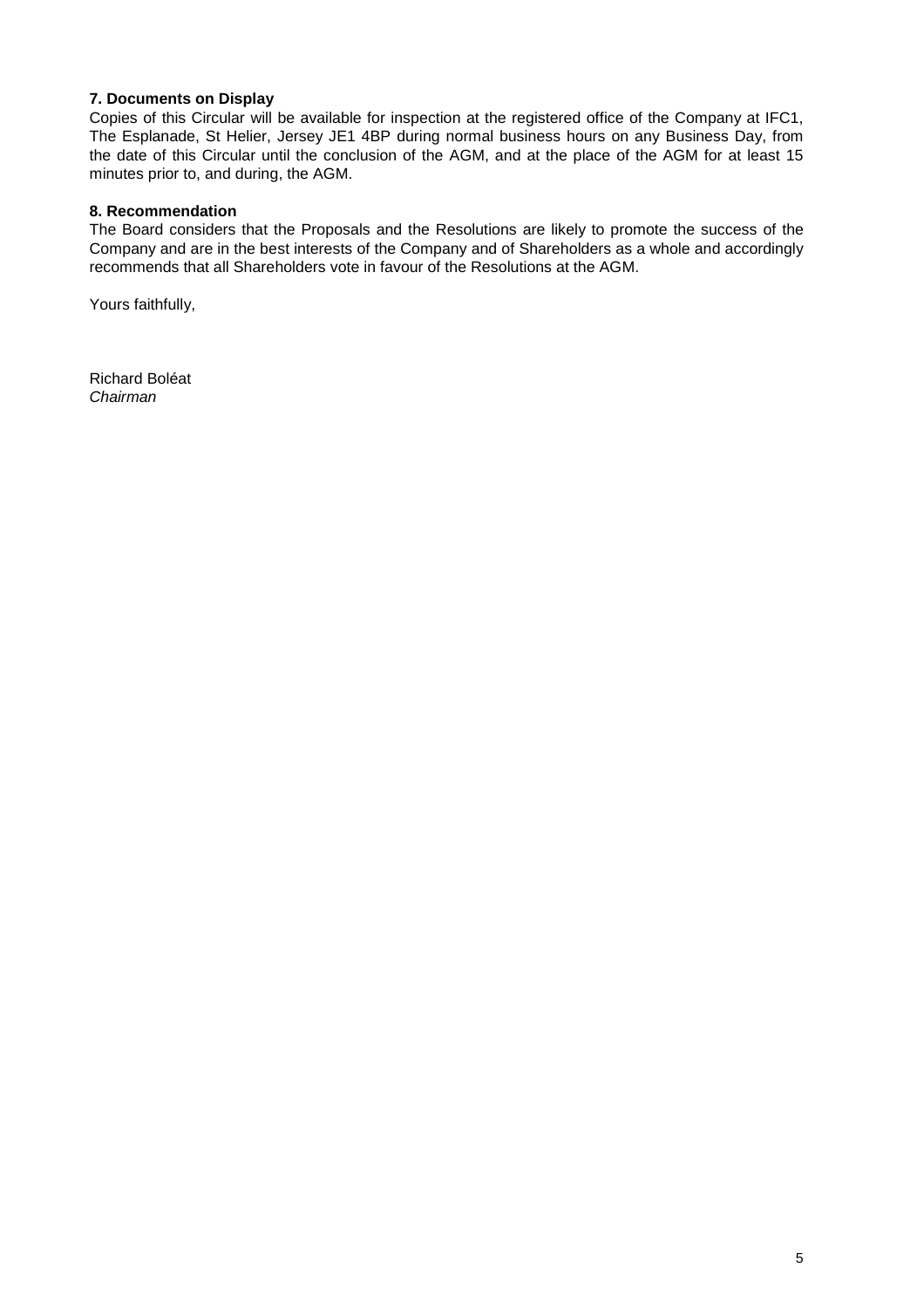**7. Documents on Display**

Copies of this Circular will be available for inspection at the registered office of the Company at IFC1, The Esplanade, St Helier, Jersey JE1 4BP during normal business hours on any Business Day, from the date of this Circular until the conclusion of the AGM, and at the place of the AGM for at least 15 minutes prior to, and during, the AGM.

**8. Recommendation**

The Board considers that the Proposals and the Resolutions are likely to promote the success of the Company and are in the best interests of the Company and of Shareholders as a whole and accordingly recommends that all Shareholders vote in favour of the Resolutions at the AGM.

Yours faithfully,

Richard Boléat
*Chairman*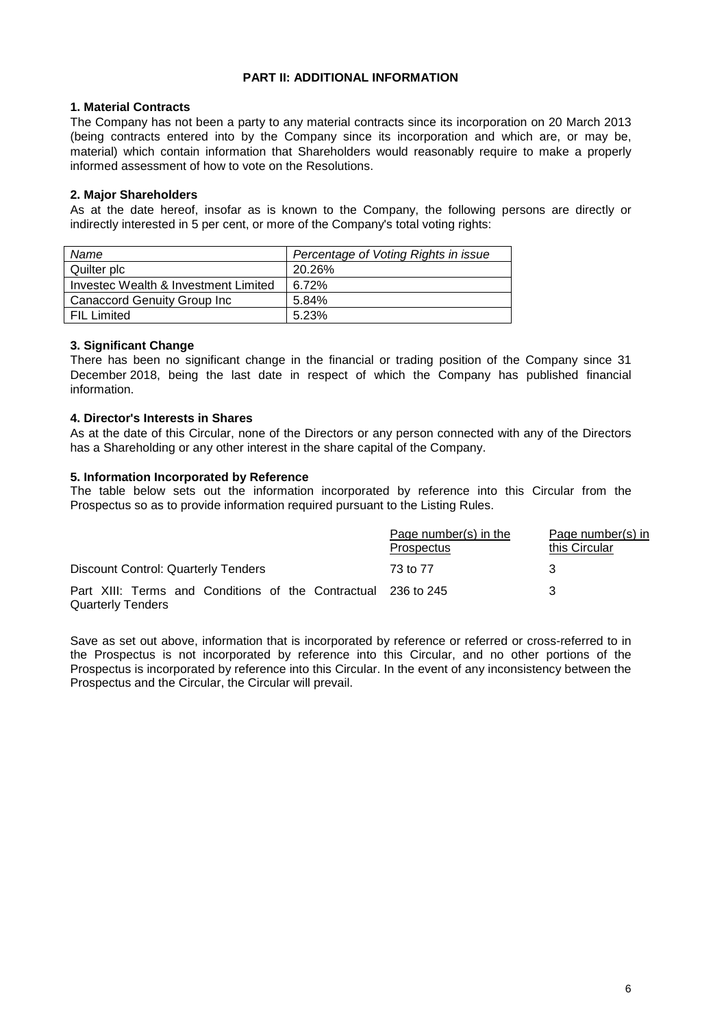## PART II: ADDITIONAL INFORMATION

### 1. Material Contracts

The Company has not been a party to any material contracts since its incorporation on 20 March 2013 (being contracts entered into by the Company since its incorporation and which are, or may be, material) which contain information that Shareholders would reasonably require to make a properly informed assessment of how to vote on the Resolutions.

### 2. Major Shareholders

As at the date hereof, insofar as is known to the Company, the following persons are directly or indirectly interested in 5 per cent, or more of the Company's total voting rights:

| *Name* | *Percentage of Voting Rights in issue* |
|---|---|
| Quilter plc | 20.26% |
| Investec Wealth & Investment Limited | 6.72% |
| Canaccord Genuity Group Inc | 5.84% |
| FIL Limited | 5.23% |

### 3. Significant Change

There has been no significant change in the financial or trading position of the Company since 31 December 2018, being the last date in respect of which the Company has published financial information.

### 4. Director's Interests in Shares

As at the date of this Circular, none of the Directors or any person connected with any of the Directors has a Shareholding or any other interest in the share capital of the Company.

### 5. Information Incorporated by Reference

The table below sets out the information incorporated by reference into this Circular from the Prospectus so as to provide information required pursuant to the Listing Rules.

| | Page number(s) in the Prospectus | Page number(s) in this Circular |
|---|---|---|
| Discount Control: Quarterly Tenders | 73 to 77 | 3 |
| Part XIII: Terms and Conditions of the Contractual Quarterly Tenders | 236 to 245 | 3 |

Save as set out above, information that is incorporated by reference or referred or cross-referred to in the Prospectus is not incorporated by reference into this Circular, and no other portions of the Prospectus is incorporated by reference into this Circular. In the event of any inconsistency between the Prospectus and the Circular, the Circular will prevail.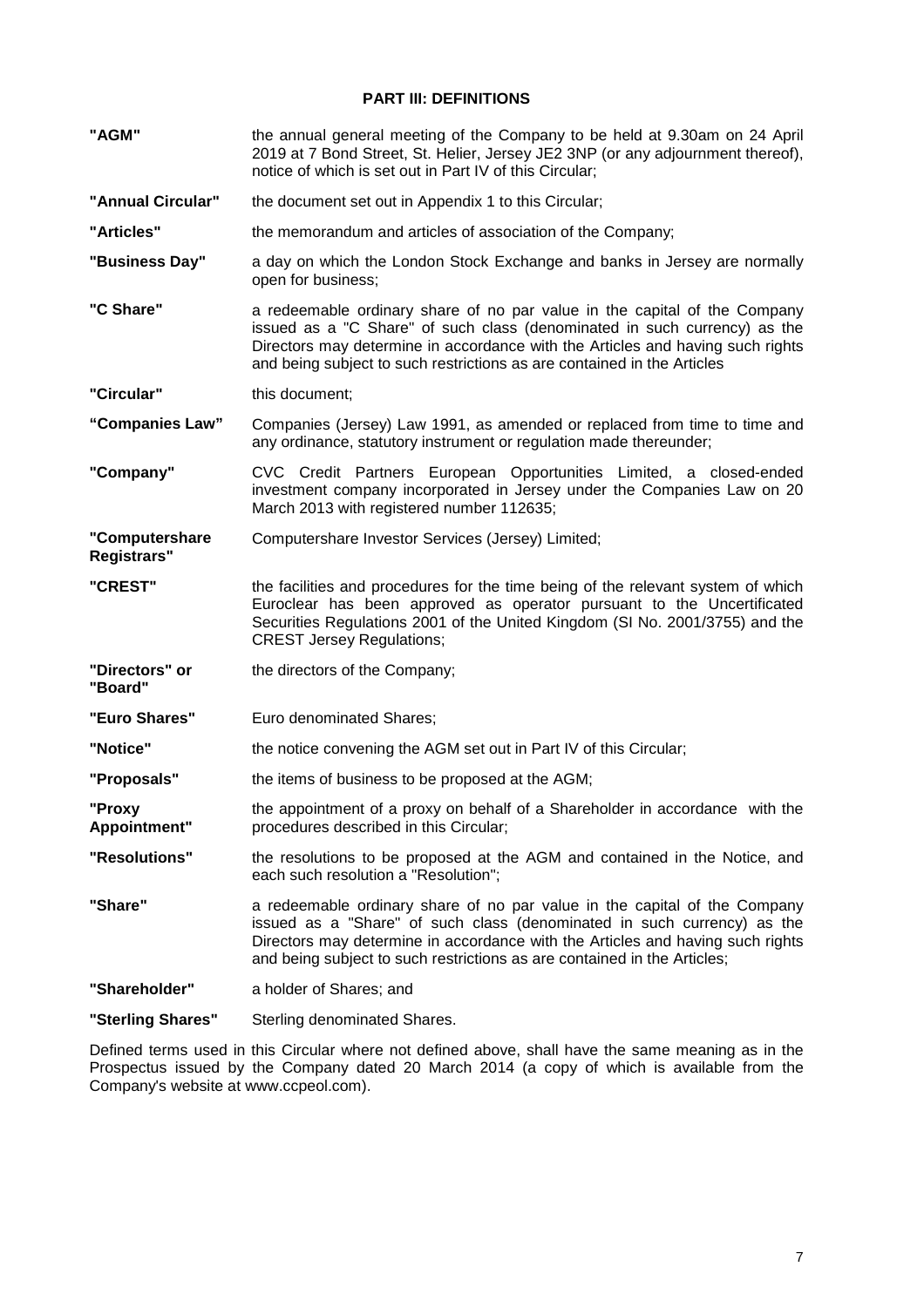## PART III: DEFINITIONS

| | |
|---|---|
| **"AGM"** | the annual general meeting of the Company to be held at 9.30am on 24 April 2019 at 7 Bond Street, St. Helier, Jersey JE2 3NP (or any adjournment thereof), notice of which is set out in Part IV of this Circular; |
| **"Annual Circular"** | the document set out in Appendix 1 to this Circular; |
| **"Articles"** | the memorandum and articles of association of the Company; |
| **"Business Day"** | a day on which the London Stock Exchange and banks in Jersey are normally open for business; |
| **"C Share"** | a redeemable ordinary share of no par value in the capital of the Company issued as a "C Share" of such class (denominated in such currency) as the Directors may determine in accordance with the Articles and having such rights and being subject to such restrictions as are contained in the Articles |
| **"Circular"** | this document; |
| **"Companies Law"** | Companies (Jersey) Law 1991, as amended or replaced from time to time and any ordinance, statutory instrument or regulation made thereunder; |
| **"Company"** | CVC Credit Partners European Opportunities Limited, a closed-ended investment company incorporated in Jersey under the Companies Law on 20 March 2013 with registered number 112635; |
| **"Computershare Registrars"** | Computershare Investor Services (Jersey) Limited; |
| **"CREST"** | the facilities and procedures for the time being of the relevant system of which Euroclear has been approved as operator pursuant to the Uncertificated Securities Regulations 2001 of the United Kingdom (SI No. 2001/3755) and the CREST Jersey Regulations; |
| **"Directors" or "Board"** | the directors of the Company; |
| **"Euro Shares"** | Euro denominated Shares; |
| **"Notice"** | the notice convening the AGM set out in Part IV of this Circular; |
| **"Proposals"** | the items of business to be proposed at the AGM; |
| **"Proxy Appointment"** | the appointment of a proxy on behalf of a Shareholder in accordance with the procedures described in this Circular; |
| **"Resolutions"** | the resolutions to be proposed at the AGM and contained in the Notice, and each such resolution a "Resolution"; |
| **"Share"** | a redeemable ordinary share of no par value in the capital of the Company issued as a "Share" of such class (denominated in such currency) as the Directors may determine in accordance with the Articles and having such rights and being subject to such restrictions as are contained in the Articles; |
| **"Shareholder"** | a holder of Shares; and |
| **"Sterling Shares"** | Sterling denominated Shares. |

Defined terms used in this Circular where not defined above, shall have the same meaning as in the Prospectus issued by the Company dated 20 March 2014 (a copy of which is available from the Company's website at www.ccpeol.com).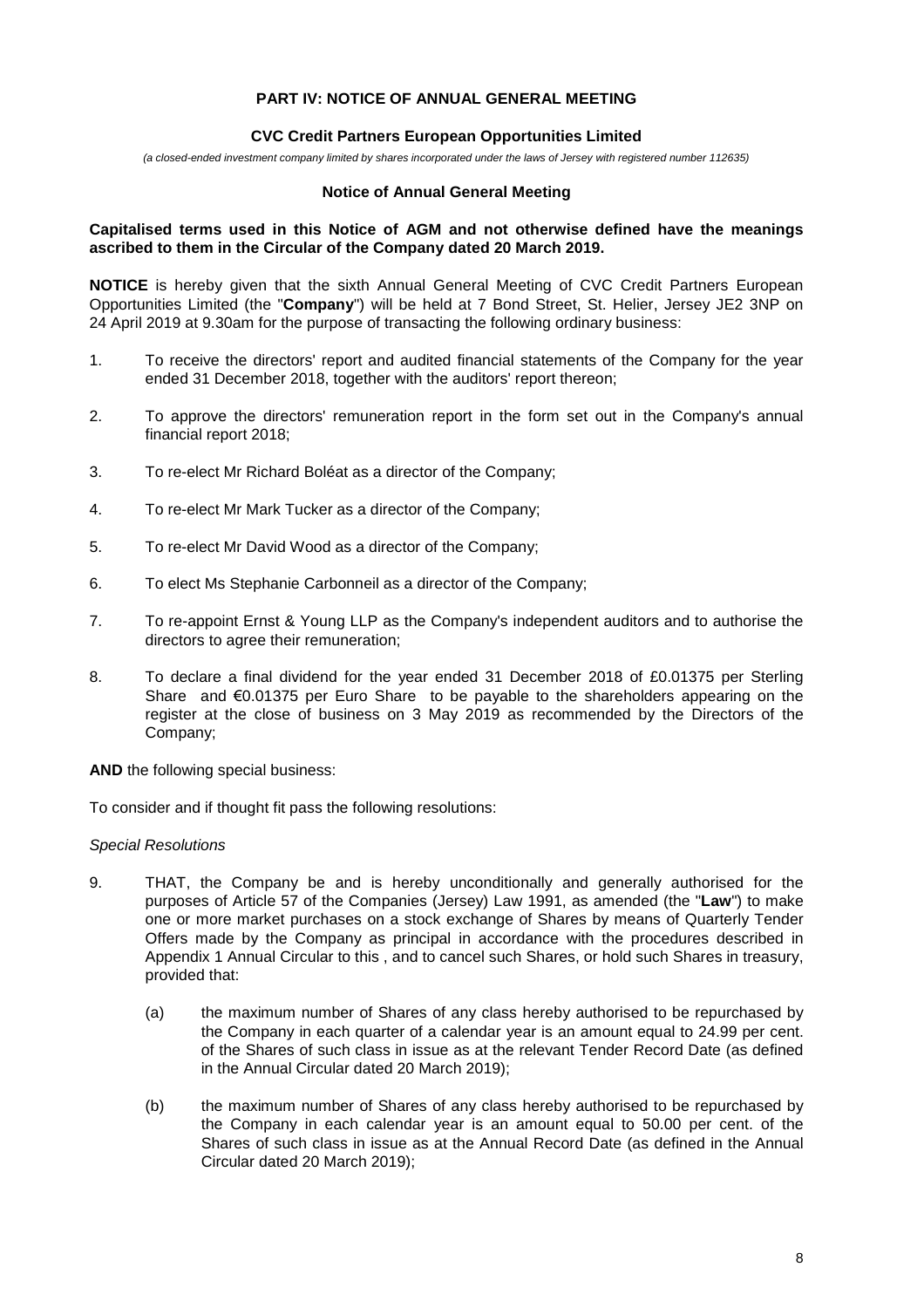## PART IV: NOTICE OF ANNUAL GENERAL MEETING

### CVC Credit Partners European Opportunities Limited

*(a closed-ended investment company limited by shares incorporated under the laws of Jersey with registered number 112635)*

### Notice of Annual General Meeting

**Capitalised terms used in this Notice of AGM and not otherwise defined have the meanings ascribed to them in the Circular of the Company dated 20 March 2019.**

**NOTICE** is hereby given that the sixth Annual General Meeting of CVC Credit Partners European Opportunities Limited (the "**Company**") will be held at 7 Bond Street, St. Helier, Jersey JE2 3NP on 24 April 2019 at 9.30am for the purpose of transacting the following ordinary business:

1. To receive the directors' report and audited financial statements of the Company for the year ended 31 December 2018, together with the auditors' report thereon;

2. To approve the directors' remuneration report in the form set out in the Company's annual financial report 2018;

3. To re-elect Mr Richard Boléat as a director of the Company;

4. To re-elect Mr Mark Tucker as a director of the Company;

5. To re-elect Mr David Wood as a director of the Company;

6. To elect Ms Stephanie Carbonneil as a director of the Company;

7. To re-appoint Ernst & Young LLP as the Company's independent auditors and to authorise the directors to agree their remuneration;

8. To declare a final dividend for the year ended 31 December 2018 of £0.01375 per Sterling Share and €0.01375 per Euro Share to be payable to the shareholders appearing on the register at the close of business on 3 May 2019 as recommended by the Directors of the Company;

**AND** the following special business:

To consider and if thought fit pass the following resolutions:

*Special Resolutions*

9. THAT, the Company be and is hereby unconditionally and generally authorised for the purposes of Article 57 of the Companies (Jersey) Law 1991, as amended (the "**Law**") to make one or more market purchases on a stock exchange of Shares by means of Quarterly Tender Offers made by the Company as principal in accordance with the procedures described in Appendix 1 Annual Circular to this , and to cancel such Shares, or hold such Shares in treasury, provided that:

   (a) the maximum number of Shares of any class hereby authorised to be repurchased by the Company in each quarter of a calendar year is an amount equal to 24.99 per cent. of the Shares of such class in issue as at the relevant Tender Record Date (as defined in the Annual Circular dated 20 March 2019);

   (b) the maximum number of Shares of any class hereby authorised to be repurchased by the Company in each calendar year is an amount equal to 50.00 per cent. of the Shares of such class in issue as at the Annual Record Date (as defined in the Annual Circular dated 20 March 2019);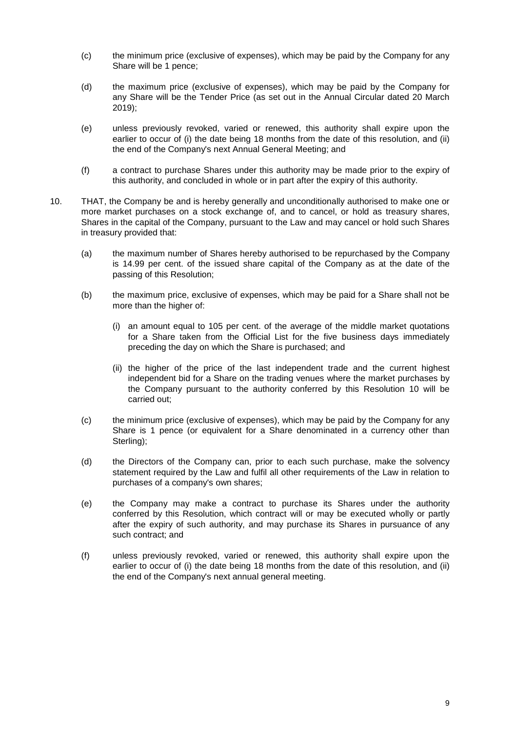(c) the minimum price (exclusive of expenses), which may be paid by the Company for any Share will be 1 pence;

(d) the maximum price (exclusive of expenses), which may be paid by the Company for any Share will be the Tender Price (as set out in the Annual Circular dated 20 March 2019);

(e) unless previously revoked, varied or renewed, this authority shall expire upon the earlier to occur of (i) the date being 18 months from the date of this resolution, and (ii) the end of the Company's next Annual General Meeting; and

(f) a contract to purchase Shares under this authority may be made prior to the expiry of this authority, and concluded in whole or in part after the expiry of this authority.

10. THAT, the Company be and is hereby generally and unconditionally authorised to make one or more market purchases on a stock exchange of, and to cancel, or hold as treasury shares, Shares in the capital of the Company, pursuant to the Law and may cancel or hold such Shares in treasury provided that:

(a) the maximum number of Shares hereby authorised to be repurchased by the Company is 14.99 per cent. of the issued share capital of the Company as at the date of the passing of this Resolution;

(b) the maximum price, exclusive of expenses, which may be paid for a Share shall not be more than the higher of:

(i) an amount equal to 105 per cent. of the average of the middle market quotations for a Share taken from the Official List for the five business days immediately preceding the day on which the Share is purchased; and

(ii) the higher of the price of the last independent trade and the current highest independent bid for a Share on the trading venues where the market purchases by the Company pursuant to the authority conferred by this Resolution 10 will be carried out;

(c) the minimum price (exclusive of expenses), which may be paid by the Company for any Share is 1 pence (or equivalent for a Share denominated in a currency other than Sterling);

(d) the Directors of the Company can, prior to each such purchase, make the solvency statement required by the Law and fulfil all other requirements of the Law in relation to purchases of a company's own shares;

(e) the Company may make a contract to purchase its Shares under the authority conferred by this Resolution, which contract will or may be executed wholly or partly after the expiry of such authority, and may purchase its Shares in pursuance of any such contract; and

(f) unless previously revoked, varied or renewed, this authority shall expire upon the earlier to occur of (i) the date being 18 months from the date of this resolution, and (ii) the end of the Company's next annual general meeting.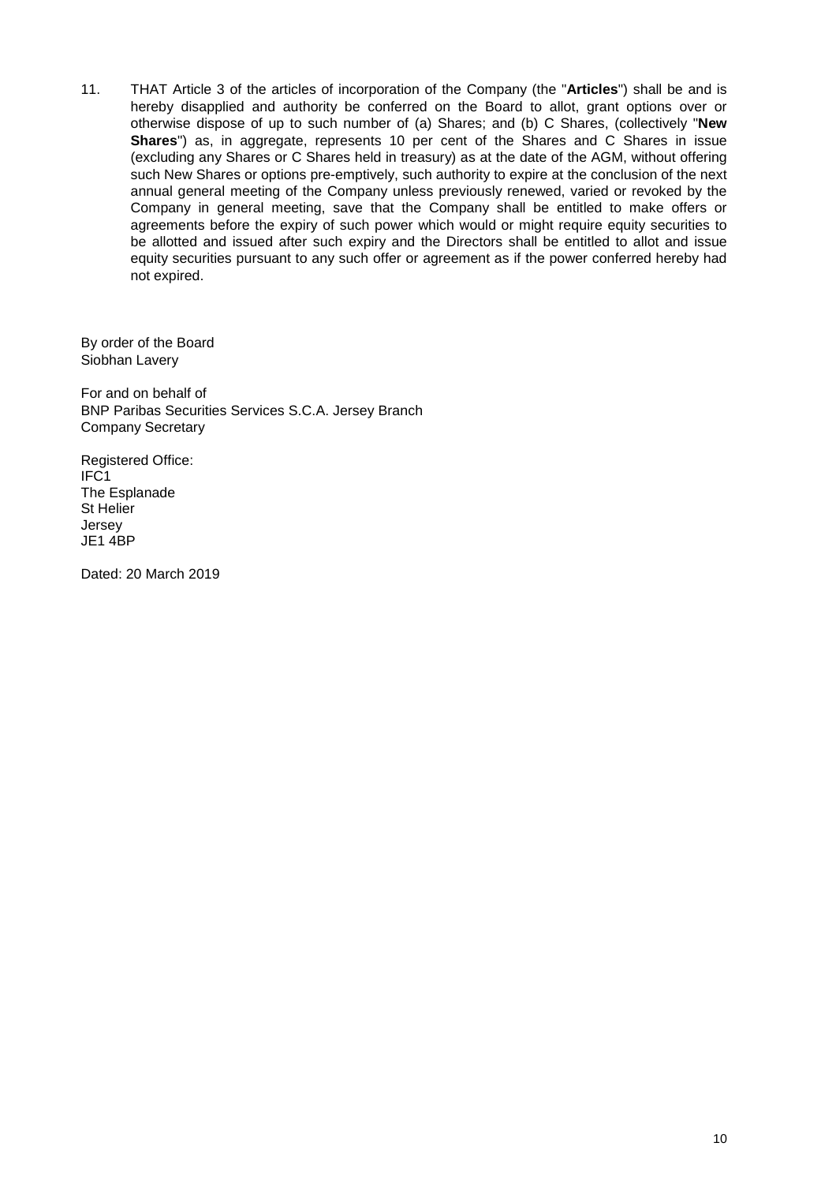11. THAT Article 3 of the articles of incorporation of the Company (the "**Articles**") shall be and is hereby disapplied and authority be conferred on the Board to allot, grant options over or otherwise dispose of up to such number of (a) Shares; and (b) C Shares, (collectively "**New Shares**") as, in aggregate, represents 10 per cent of the Shares and C Shares in issue (excluding any Shares or C Shares held in treasury) as at the date of the AGM, without offering such New Shares or options pre-emptively, such authority to expire at the conclusion of the next annual general meeting of the Company unless previously renewed, varied or revoked by the Company in general meeting, save that the Company shall be entitled to make offers or agreements before the expiry of such power which would or might require equity securities to be allotted and issued after such expiry and the Directors shall be entitled to allot and issue equity securities pursuant to any such offer or agreement as if the power conferred hereby had not expired.

By order of the Board
Siobhan Lavery

For and on behalf of
BNP Paribas Securities Services S.C.A. Jersey Branch
Company Secretary

Registered Office:
IFC1
The Esplanade
St Helier
Jersey
JE1 4BP

Dated: 20 March 2019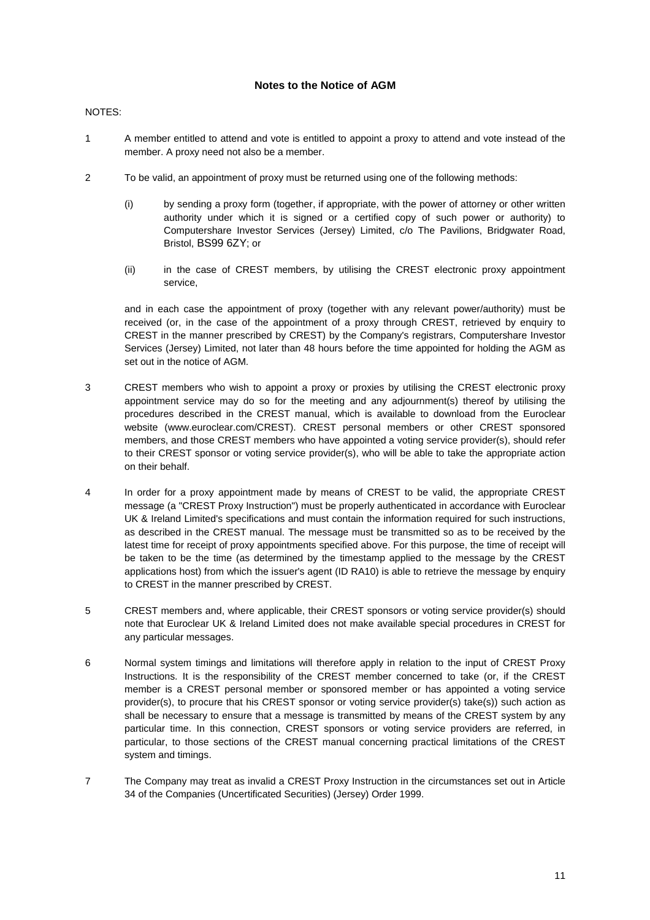## Notes to the Notice of AGM

NOTES:

1. A member entitled to attend and vote is entitled to appoint a proxy to attend and vote instead of the member. A proxy need not also be a member.

2. To be valid, an appointment of proxy must be returned using one of the following methods:

   (i) by sending a proxy form (together, if appropriate, with the power of attorney or other written authority under which it is signed or a certified copy of such power or authority) to Computershare Investor Services (Jersey) Limited, c/o The Pavilions, Bridgwater Road, Bristol, BS99 6ZY; or

   (ii) in the case of CREST members, by utilising the CREST electronic proxy appointment service,

   and in each case the appointment of proxy (together with any relevant power/authority) must be received (or, in the case of the appointment of a proxy through CREST, retrieved by enquiry to CREST in the manner prescribed by CREST) by the Company's registrars, Computershare Investor Services (Jersey) Limited, not later than 48 hours before the time appointed for holding the AGM as set out in the notice of AGM.

3. CREST members who wish to appoint a proxy or proxies by utilising the CREST electronic proxy appointment service may do so for the meeting and any adjournment(s) thereof by utilising the procedures described in the CREST manual, which is available to download from the Euroclear website (www.euroclear.com/CREST). CREST personal members or other CREST sponsored members, and those CREST members who have appointed a voting service provider(s), should refer to their CREST sponsor or voting service provider(s), who will be able to take the appropriate action on their behalf.

4. In order for a proxy appointment made by means of CREST to be valid, the appropriate CREST message (a "CREST Proxy Instruction") must be properly authenticated in accordance with Euroclear UK & Ireland Limited's specifications and must contain the information required for such instructions, as described in the CREST manual. The message must be transmitted so as to be received by the latest time for receipt of proxy appointments specified above. For this purpose, the time of receipt will be taken to be the time (as determined by the timestamp applied to the message by the CREST applications host) from which the issuer's agent (ID RA10) is able to retrieve the message by enquiry to CREST in the manner prescribed by CREST.

5. CREST members and, where applicable, their CREST sponsors or voting service provider(s) should note that Euroclear UK & Ireland Limited does not make available special procedures in CREST for any particular messages.

6. Normal system timings and limitations will therefore apply in relation to the input of CREST Proxy Instructions. It is the responsibility of the CREST member concerned to take (or, if the CREST member is a CREST personal member or sponsored member or has appointed a voting service provider(s), to procure that his CREST sponsor or voting service provider(s) take(s)) such action as shall be necessary to ensure that a message is transmitted by means of the CREST system by any particular time. In this connection, CREST sponsors or voting service providers are referred, in particular, to those sections of the CREST manual concerning practical limitations of the CREST system and timings.

7. The Company may treat as invalid a CREST Proxy Instruction in the circumstances set out in Article 34 of the Companies (Uncertificated Securities) (Jersey) Order 1999.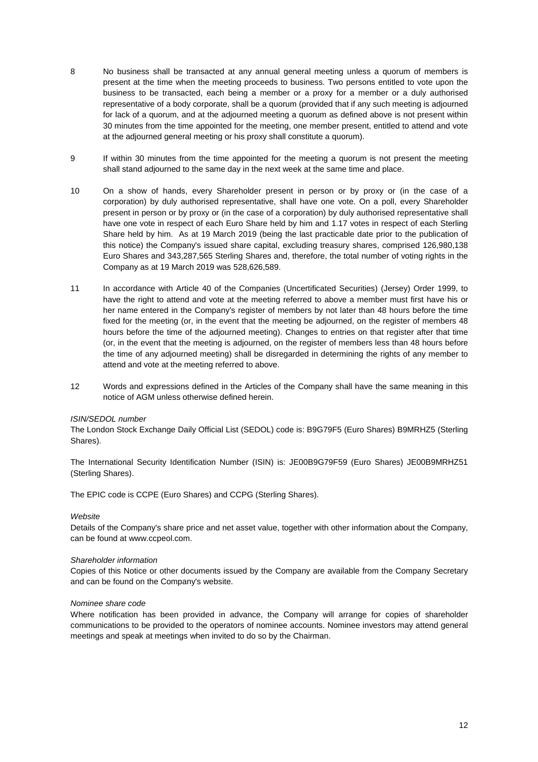8 No business shall be transacted at any annual general meeting unless a quorum of members is present at the time when the meeting proceeds to business. Two persons entitled to vote upon the business to be transacted, each being a member or a proxy for a member or a duly authorised representative of a body corporate, shall be a quorum (provided that if any such meeting is adjourned for lack of a quorum, and at the adjourned meeting a quorum as defined above is not present within 30 minutes from the time appointed for the meeting, one member present, entitled to attend and vote at the adjourned general meeting or his proxy shall constitute a quorum).

9 If within 30 minutes from the time appointed for the meeting a quorum is not present the meeting shall stand adjourned to the same day in the next week at the same time and place.

10 On a show of hands, every Shareholder present in person or by proxy or (in the case of a corporation) by duly authorised representative, shall have one vote. On a poll, every Shareholder present in person or by proxy or (in the case of a corporation) by duly authorised representative shall have one vote in respect of each Euro Share held by him and 1.17 votes in respect of each Sterling Share held by him. As at 19 March 2019 (being the last practicable date prior to the publication of this notice) the Company's issued share capital, excluding treasury shares, comprised 126,980,138 Euro Shares and 343,287,565 Sterling Shares and, therefore, the total number of voting rights in the Company as at 19 March 2019 was 528,626,589.

11 In accordance with Article 40 of the Companies (Uncertificated Securities) (Jersey) Order 1999, to have the right to attend and vote at the meeting referred to above a member must first have his or her name entered in the Company's register of members by not later than 48 hours before the time fixed for the meeting (or, in the event that the meeting be adjourned, on the register of members 48 hours before the time of the adjourned meeting). Changes to entries on that register after that time (or, in the event that the meeting is adjourned, on the register of members less than 48 hours before the time of any adjourned meeting) shall be disregarded in determining the rights of any member to attend and vote at the meeting referred to above.

12 Words and expressions defined in the Articles of the Company shall have the same meaning in this notice of AGM unless otherwise defined herein.

*ISIN/SEDOL number*

The London Stock Exchange Daily Official List (SEDOL) code is: B9G79F5 (Euro Shares) B9MRHZ5 (Sterling Shares).

The International Security Identification Number (ISIN) is: JE00B9G79F59 (Euro Shares) JE00B9MRHZ51 (Sterling Shares).

The EPIC code is CCPE (Euro Shares) and CCPG (Sterling Shares).

*Website*

Details of the Company's share price and net asset value, together with other information about the Company, can be found at www.ccpeol.com.

*Shareholder information*

Copies of this Notice or other documents issued by the Company are available from the Company Secretary and can be found on the Company's website.

*Nominee share code*

Where notification has been provided in advance, the Company will arrange for copies of shareholder communications to be provided to the operators of nominee accounts. Nominee investors may attend general meetings and speak at meetings when invited to do so by the Chairman.